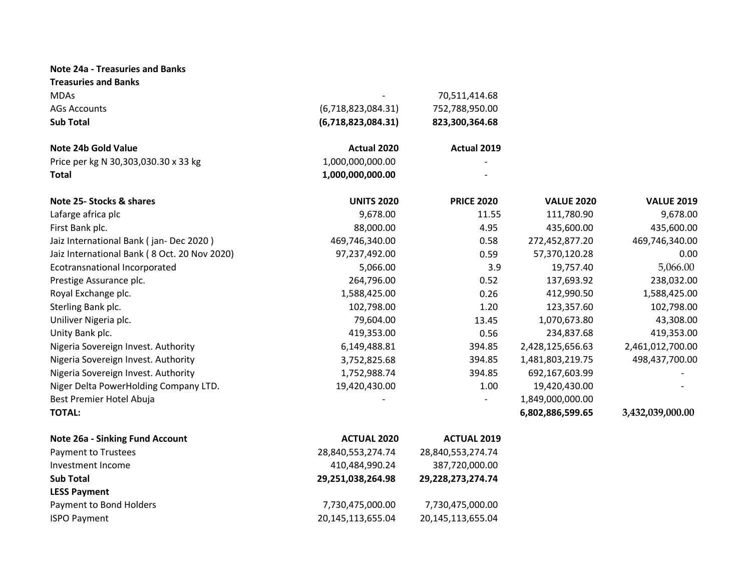**Note 24a - Treasuries and Banks**

| | | |
|---|---|---|
| **Treasuries and Banks** | | |
| MDAs | - | 70,511,414.68 |
| AGs Accounts | (6,718,823,084.31) | 752,788,950.00 |
| **Sub Total** | **(6,718,823,084.31)** | **823,300,364.68** |

| **Note 24b Gold Value** | **Actual 2020** | **Actual 2019** |
|---|---|---|
| Price per kg N 30,303,030.30 x 33 kg | 1,000,000,000.00 | - |
| **Total** | **1,000,000,000.00** | - |

| **Note 25- Stocks & shares** | **UNITS 2020** | **PRICE 2020** | **VALUE 2020** | **VALUE 2019** |
|---|---|---|---|---|
| Lafarge africa plc | 9,678.00 | 11.55 | 111,780.90 | 9,678.00 |
| First Bank plc. | 88,000.00 | 4.95 | 435,600.00 | 435,600.00 |
| Jaiz International Bank ( jan- Dec 2020 ) | 469,746,340.00 | 0.58 | 272,452,877.20 | 469,746,340.00 |
| Jaiz International Bank ( 8 Oct. 20 Nov 2020) | 97,237,492.00 | 0.59 | 57,370,120.28 | 0.00 |
| Ecotransnational Incorporated | 5,066.00 | 3.9 | 19,757.40 | 5,066.00 |
| Prestige Assurance plc. | 264,796.00 | 0.52 | 137,693.92 | 238,032.00 |
| Royal Exchange plc. | 1,588,425.00 | 0.26 | 412,990.50 | 1,588,425.00 |
| Sterling Bank plc. | 102,798.00 | 1.20 | 123,357.60 | 102,798.00 |
| Uniliver Nigeria plc. | 79,604.00 | 13.45 | 1,070,673.80 | 43,308.00 |
| Unity Bank plc. | 419,353.00 | 0.56 | 234,837.68 | 419,353.00 |
| Nigeria Sovereign Invest. Authority | 6,149,488.81 | 394.85 | 2,428,125,656.63 | 2,461,012,700.00 |
| Nigeria Sovereign Invest. Authority | 3,752,825.68 | 394.85 | 1,481,803,219.75 | 498,437,700.00 |
| Nigeria Sovereign Invest. Authority | 1,752,988.74 | 394.85 | 692,167,603.99 | - |
| Niger Delta PowerHolding Company LTD. | 19,420,430.00 | 1.00 | 19,420,430.00 | - |
| Best Premier Hotel Abuja | - | - | 1,849,000,000.00 | |
| **TOTAL:** | | | **6,802,886,599.65** | **3,432,039,000.00** |

| **Note 26a - Sinking Fund Account** | **ACTUAL 2020** | **ACTUAL 2019** |
|---|---|---|
| Payment to Trustees | 28,840,553,274.74 | 28,840,553,274.74 |
| Investment Income | 410,484,990.24 | 387,720,000.00 |
| **Sub Total** | **29,251,038,264.98** | **29,228,273,274.74** |
| **LESS Payment** | | |
| Payment to Bond Holders | 7,730,475,000.00 | 7,730,475,000.00 |
| ISPO Payment | 20,145,113,655.04 | 20,145,113,655.04 |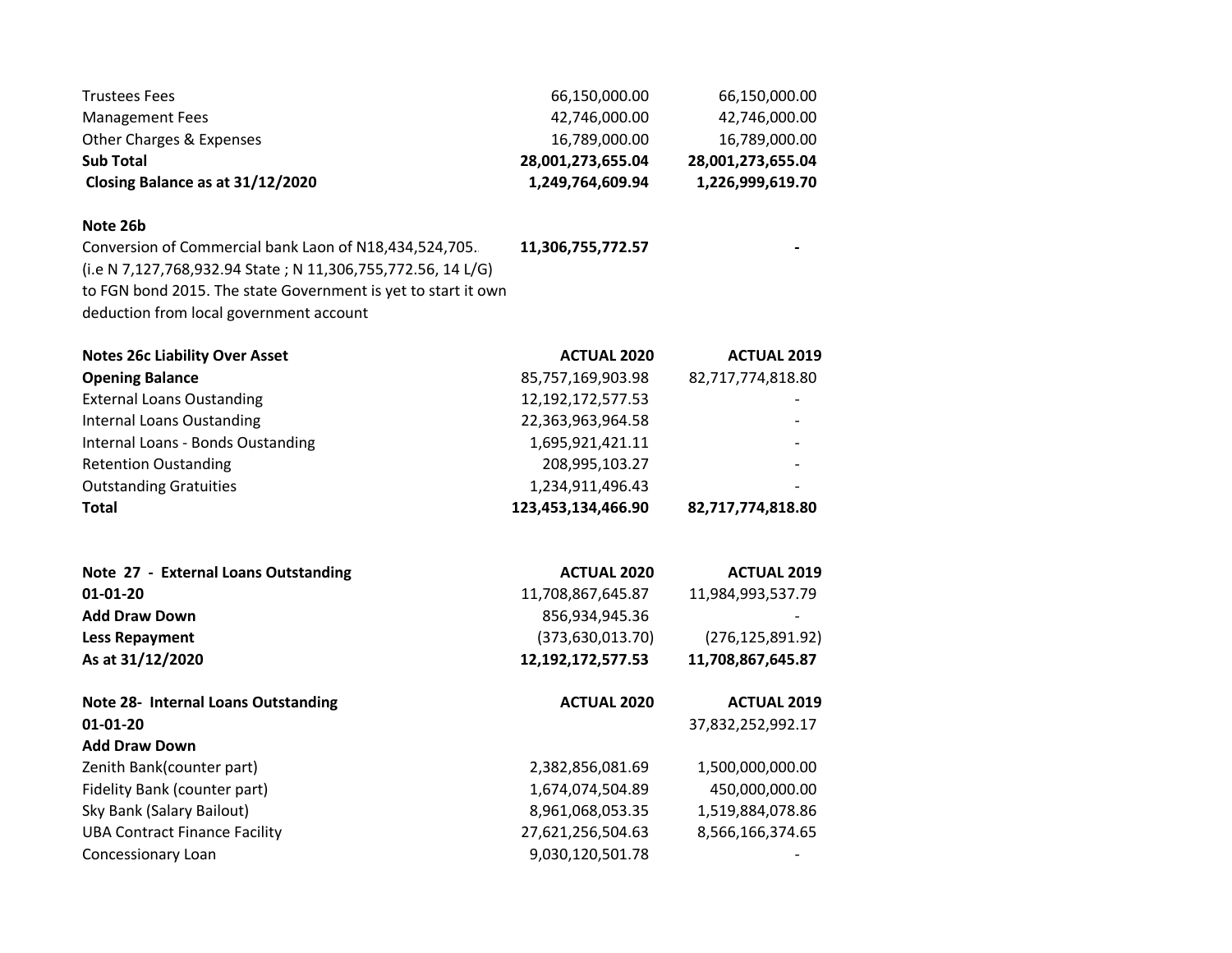| | | |
|---|---|---|
| Trustees Fees | 66,150,000.00 | 66,150,000.00 |
| Management Fees | 42,746,000.00 | 42,746,000.00 |
| Other Charges & Expenses | 16,789,000.00 | 16,789,000.00 |
| **Sub Total** | **28,001,273,655.04** | **28,001,273,655.04** |
| **Closing Balance as at 31/12/2020** | **1,249,764,609.94** | **1,226,999,619.70** |

**Note 26b**

| | | |
|---|---|---|
| Conversion of Commercial bank Laon of N18,434,524,705. (i.e N 7,127,768,932.94 State ; N 11,306,755,772.56, 14 L/G) to FGN bond 2015. The state Government is yet to start it own deduction from local government account | **11,306,755,772.57** | - |

| **Notes 26c Liability Over Asset** | **ACTUAL 2020** | **ACTUAL 2019** |
|---|---|---|
| **Opening Balance** | 85,757,169,903.98 | 82,717,774,818.80 |
| External Loans Oustanding | 12,192,172,577.53 | - |
| Internal Loans Oustanding | 22,363,963,964.58 | - |
| Internal Loans - Bonds Oustanding | 1,695,921,421.11 | - |
| Retention Oustanding | 208,995,103.27 | - |
| Outstanding Gratuities | 1,234,911,496.43 | - |
| **Total** | **123,453,134,466.90** | **82,717,774,818.80** |

| **Note 27 - External Loans Outstanding** | **ACTUAL 2020** | **ACTUAL 2019** |
|---|---|---|
| **01-01-20** | 11,708,867,645.87 | 11,984,993,537.79 |
| **Add Draw Down** | 856,934,945.36 | - |
| **Less Repayment** | (373,630,013.70) | (276,125,891.92) |
| **As at 31/12/2020** | **12,192,172,577.53** | **11,708,867,645.87** |

| **Note 28- Internal Loans Outstanding** | **ACTUAL 2020** | **ACTUAL 2019** |
|---|---|---|
| **01-01-20** | | 37,832,252,992.17 |
| **Add Draw Down** | | |
| Zenith Bank(counter part) | 2,382,856,081.69 | 1,500,000,000.00 |
| Fidelity Bank (counter part) | 1,674,074,504.89 | 450,000,000.00 |
| Sky Bank (Salary Bailout) | 8,961,068,053.35 | 1,519,884,078.86 |
| UBA Contract Finance Facility | 27,621,256,504.63 | 8,566,166,374.65 |
| Concessionary Loan | 9,030,120,501.78 | - |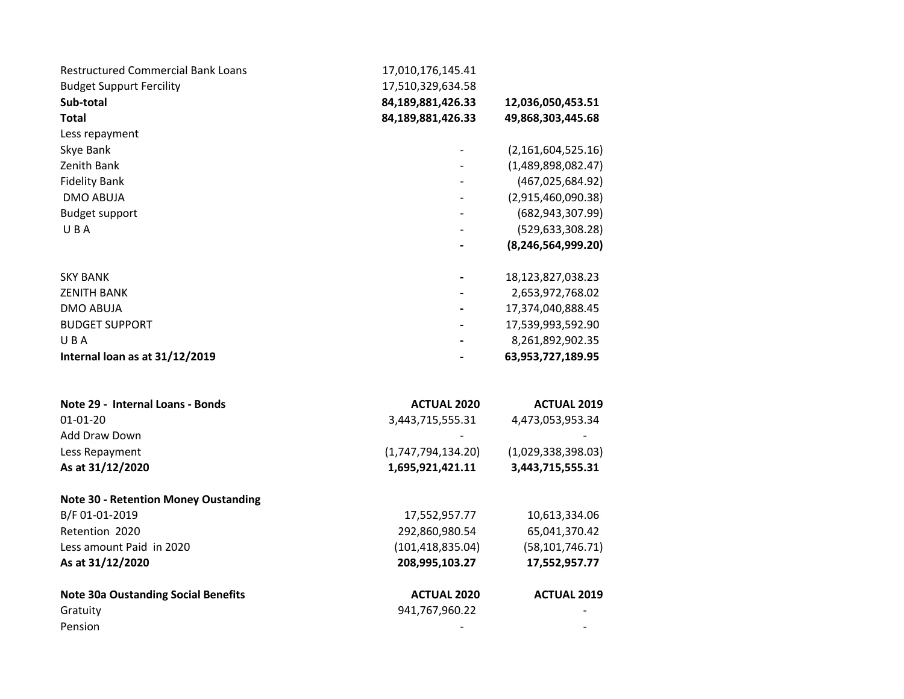| | | |
|---|---|---|
| Restructured Commercial Bank Loans | 17,010,176,145.41 | |
| Budget Suppurt Fercility | 17,510,329,634.58 | |
| **Sub-total** | **84,189,881,426.33** | **12,036,050,453.51** |
| **Total** | **84,189,881,426.33** | **49,868,303,445.68** |
| Less repayment | | |
| Skye Bank | - | (2,161,604,525.16) |
| Zenith Bank | - | (1,489,898,082.47) |
| Fidelity Bank | - | (467,025,684.92) |
| DMO ABUJA | - | (2,915,460,090.38) |
| Budget support | - | (682,943,307.99) |
| U B A | - | (529,633,308.28) |
| | **-** | **(8,246,564,999.20)** |
| | | |
| SKY BANK | **-** | 18,123,827,038.23 |
| ZENITH BANK | **-** | 2,653,972,768.02 |
| DMO ABUJA | **-** | 17,374,040,888.45 |
| BUDGET SUPPORT | **-** | 17,539,993,592.90 |
| U B A | **-** | 8,261,892,902.35 |
| **Internal loan as at 31/12/2019** | **-** | **63,953,727,189.95** |

| **Note 29 - Internal Loans - Bonds** | **ACTUAL 2020** | **ACTUAL 2019** |
|---|---|---|
| 01-01-20 | 3,443,715,555.31 | 4,473,053,953.34 |
| Add Draw Down | - | - |
| Less Repayment | (1,747,794,134.20) | (1,029,338,398.03) |
| **As at 31/12/2020** | **1,695,921,421.11** | **3,443,715,555.31** |

| **Note 30 - Retention Money Oustanding** | | |
|---|---|---|
| B/F 01-01-2019 | 17,552,957.77 | 10,613,334.06 |
| Retention 2020 | 292,860,980.54 | 65,041,370.42 |
| Less amount Paid in 2020 | (101,418,835.04) | (58,101,746.71) |
| **As at 31/12/2020** | **208,995,103.27** | **17,552,957.77** |

| **Note 30a Oustanding Social Benefits** | **ACTUAL 2020** | **ACTUAL 2019** |
|---|---|---|
| Gratuity | 941,767,960.22 | - |
| Pension | - | - |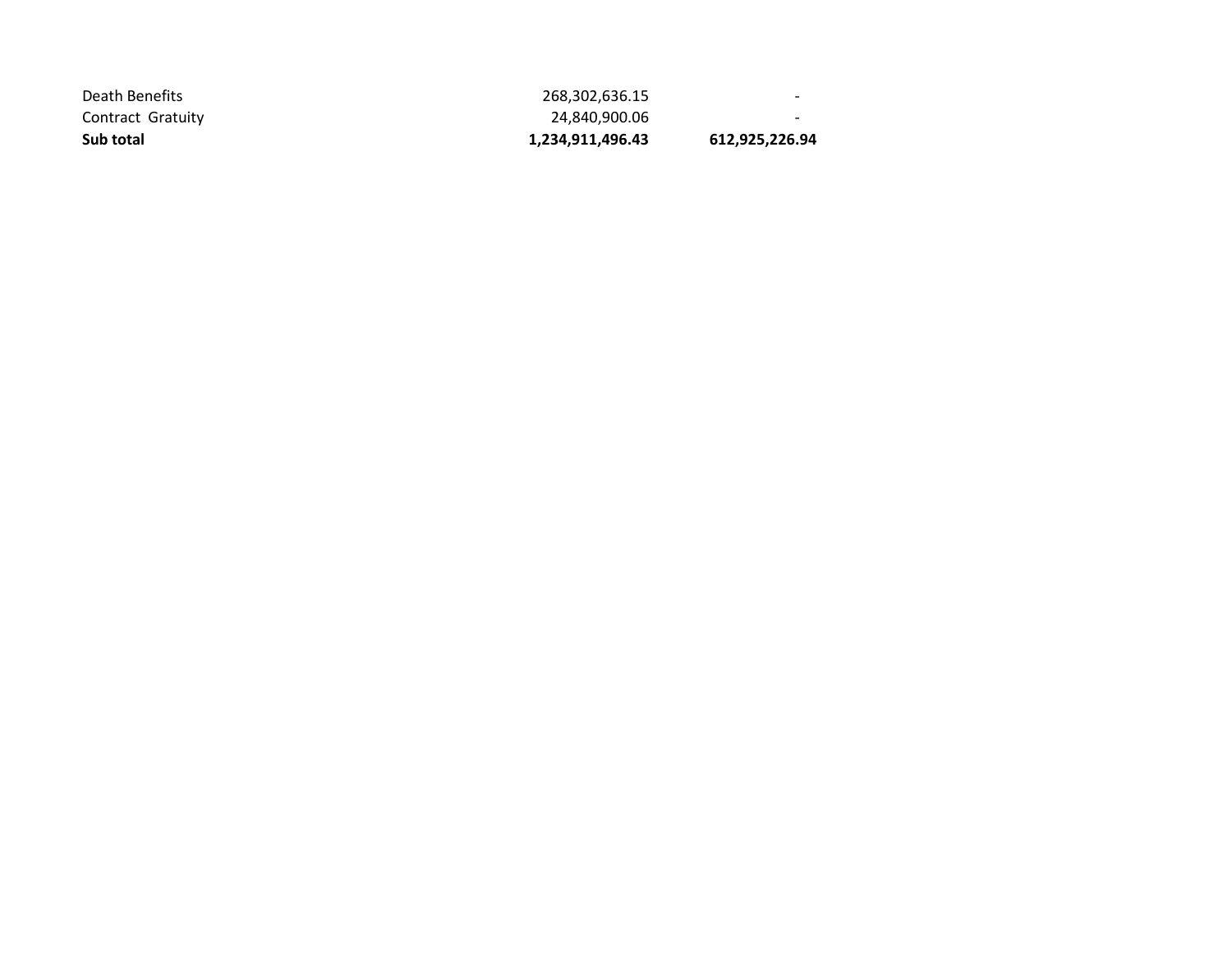| | | |
|---|---|---|
| Death Benefits | 268,302,636.15 | - |
| Contract  Gratuity | 24,840,900.06 | - |
| **Sub total** | **1,234,911,496.43** | **612,925,226.94** |